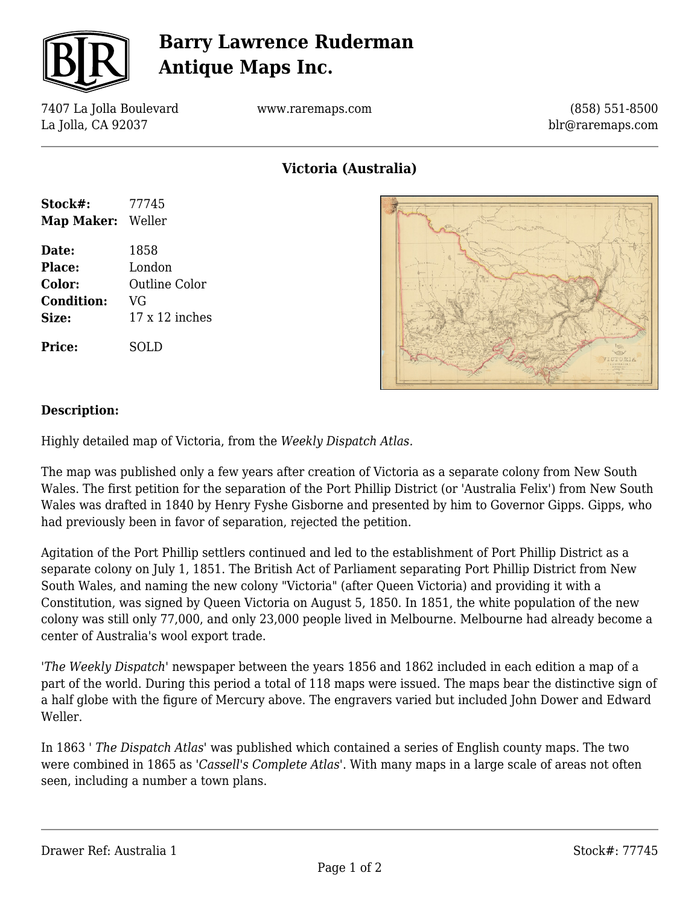# Barry Lawrence Ruderman Antique Maps Inc.

7407 La Jolla Boulevard
La Jolla, CA 92037

www.raremaps.com

(858) 551-8500
blr@raremaps.com

## Victoria (Australia)

| | |
|---|---|
| **Stock#:** | 77745 |
| **Map Maker:** | Weller |
| **Date:** | 1858 |
| **Place:** | London |
| **Color:** | Outline Color |
| **Condition:** | VG |
| **Size:** | 17 x 12 inches |
| **Price:** | SOLD |

### Description:

Highly detailed map of Victoria, from the *Weekly Dispatch Atlas.*

The map was published only a few years after creation of Victoria as a separate colony from New South Wales. The first petition for the separation of the Port Phillip District (or 'Australia Felix') from New South Wales was drafted in 1840 by Henry Fyshe Gisborne and presented by him to Governor Gipps. Gipps, who had previously been in favor of separation, rejected the petition.

Agitation of the Port Phillip settlers continued and led to the establishment of Port Phillip District as a separate colony on July 1, 1851. The British Act of Parliament separating Port Phillip District from New South Wales, and naming the new colony "Victoria" (after Queen Victoria) and providing it with a Constitution, was signed by Queen Victoria on August 5, 1850. In 1851, the white population of the new colony was still only 77,000, and only 23,000 people lived in Melbourne. Melbourne had already become a center of Australia's wool export trade.

'*The Weekly Dispatch*' newspaper between the years 1856 and 1862 included in each edition a map of a part of the world. During this period a total of 118 maps were issued. The maps bear the distinctive sign of a half globe with the figure of Mercury above. The engravers varied but included John Dower and Edward Weller.

In 1863 ' *The Dispatch Atlas*' was published which contained a series of English county maps. The two were combined in 1865 as '*Cassell's Complete Atlas*'. With many maps in a large scale of areas not often seen, including a number a town plans.

Drawer Ref: Australia 1

Stock#: 77745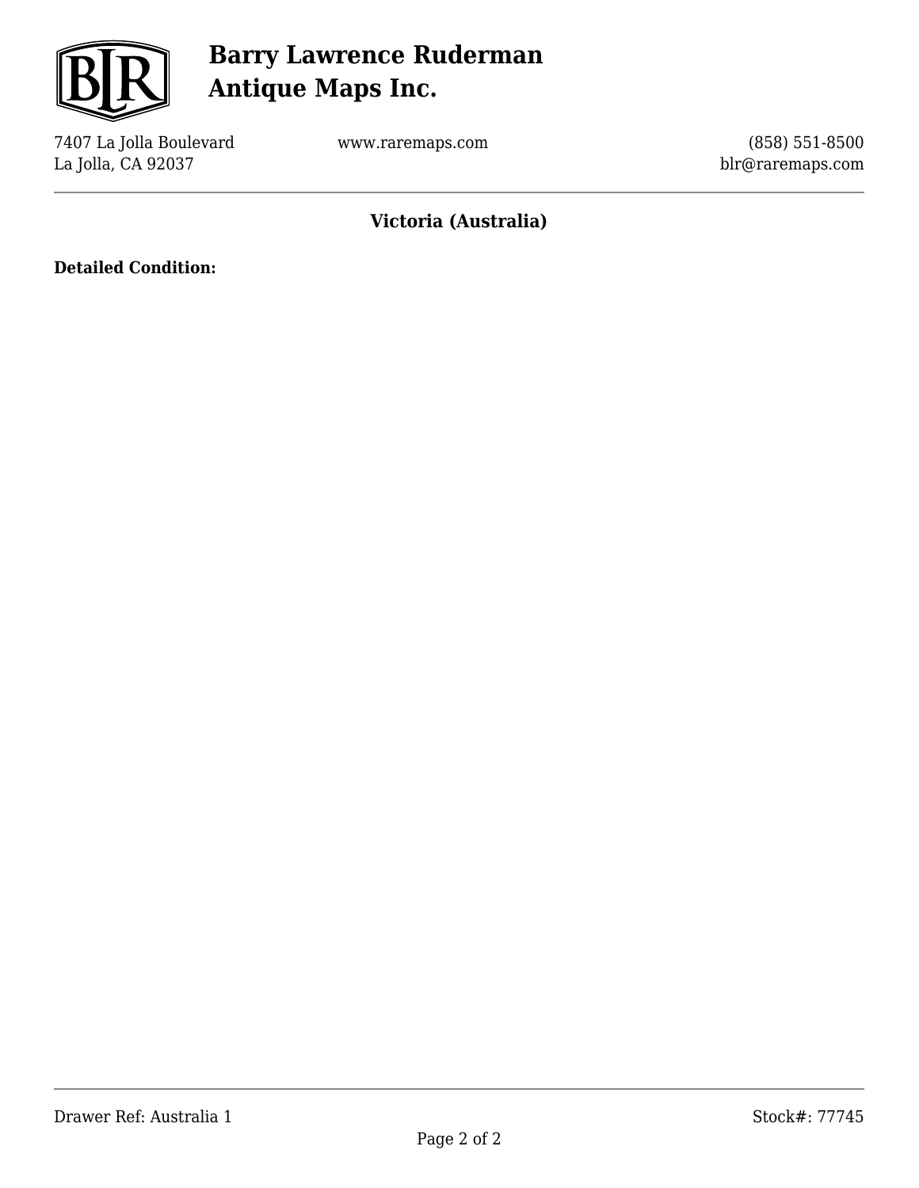**Victoria (Australia)**

**Detailed Condition:**